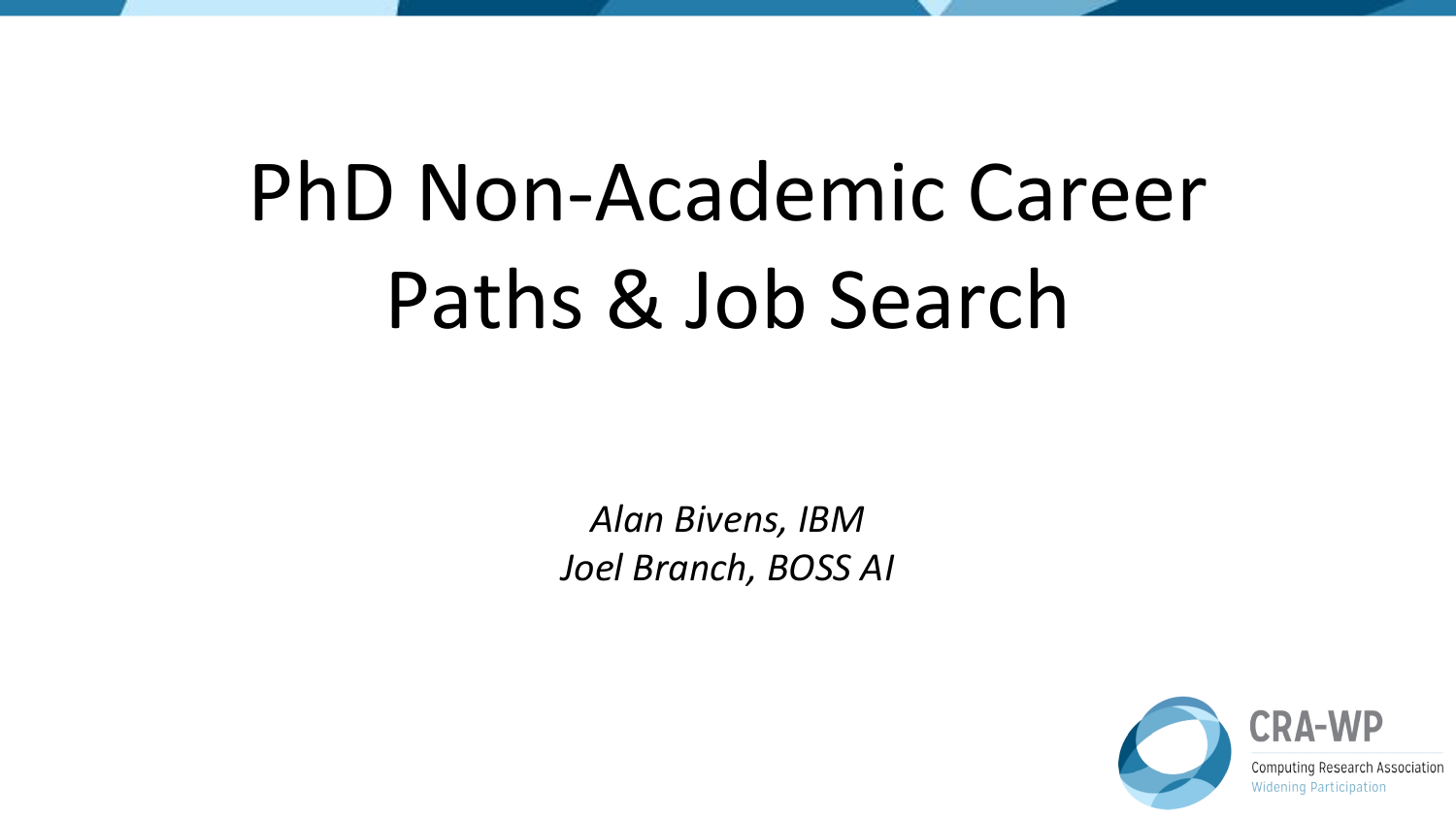# PhD Non-Academic Career Paths & Job Search

*Alan Bivens, IBM*
*Joel Branch, BOSS AI*

CRA-WP
Computing Research Association
Widening Participation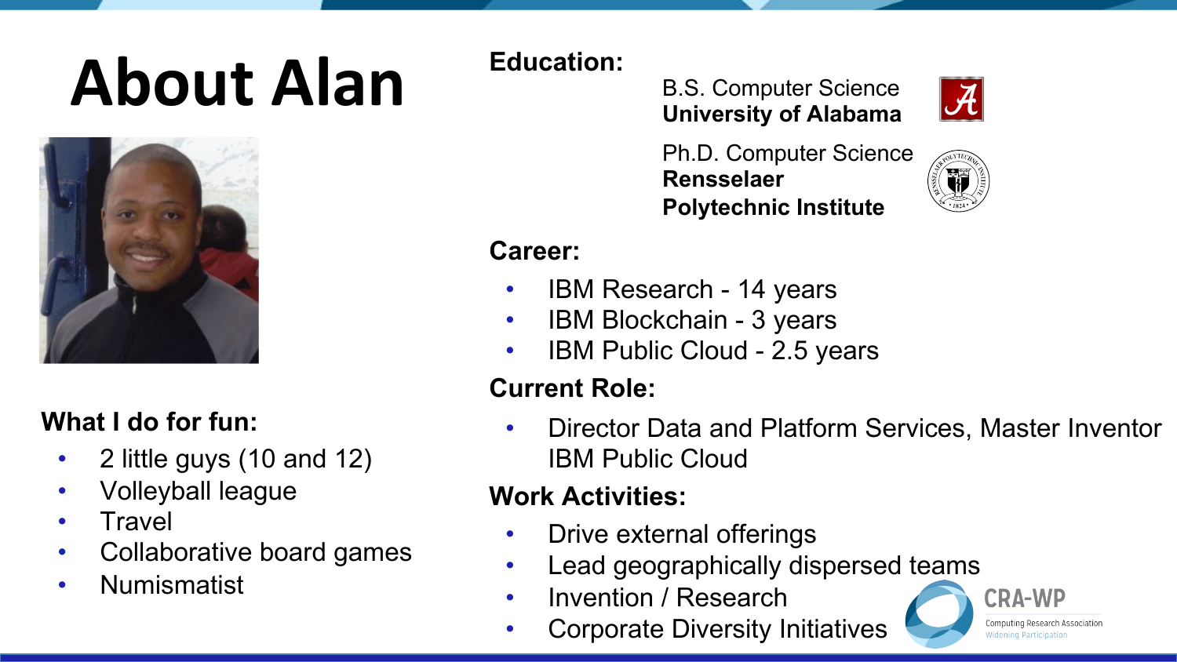# About Alan

**What I do for fun:**

- 2 little guys (10 and 12)
- Volleyball league
- Travel
- Collaborative board games
- Numismatist

## Education:

B.S. Computer Science
**University of Alabama**

Ph.D. Computer Science
**Rensselaer Polytechnic Institute**

## Career:

- IBM Research - 14 years
- IBM Blockchain - 3 years
- IBM Public Cloud - 2.5 years

## Current Role:

- Director Data and Platform Services, Master Inventor IBM Public Cloud

## Work Activities:

- Drive external offerings
- Lead geographically dispersed teams
- Invention / Research
- Corporate Diversity Initiatives

CRA-WP
Computing Research Association
Widening Participation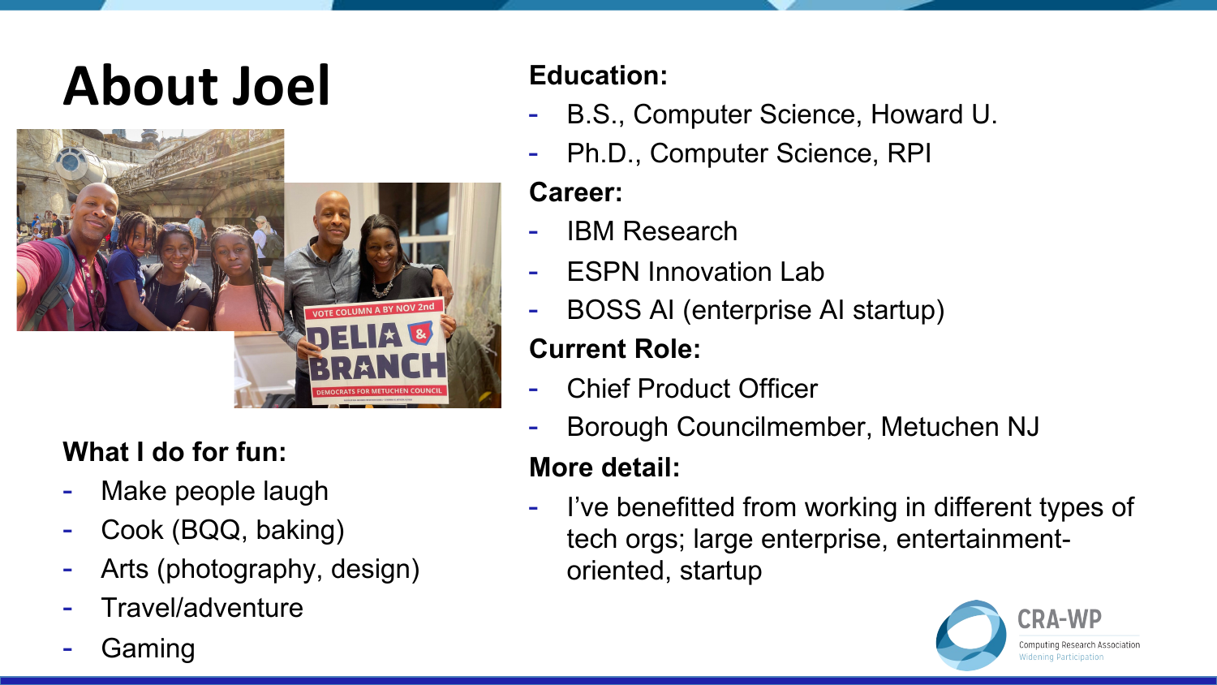# About Joel

**What I do for fun:**

- Make people laugh
- Cook (BQQ, baking)
- Arts (photography, design)
- Travel/adventure
- Gaming

**Education:**

- B.S., Computer Science, Howard U.
- Ph.D., Computer Science, RPI

**Career:**

- IBM Research
- ESPN Innovation Lab
- BOSS AI (enterprise AI startup)

**Current Role:**

- Chief Product Officer
- Borough Councilmember, Metuchen NJ

**More detail:**

- I've benefitted from working in different types of tech orgs; large enterprise, entertainment-oriented, startup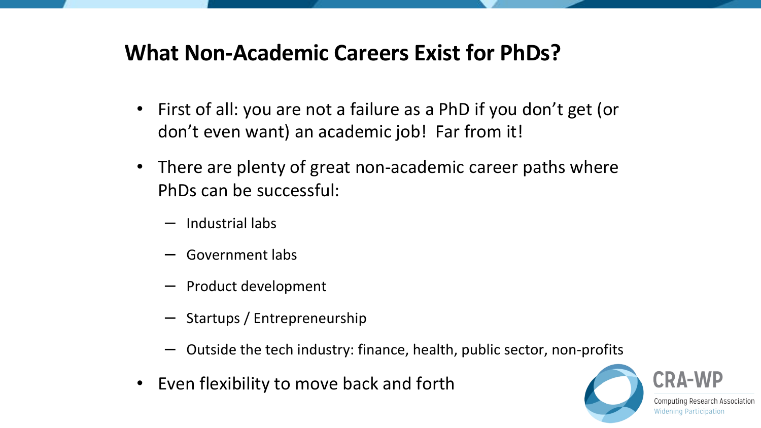# What Non-Academic Careers Exist for PhDs?

- First of all: you are not a failure as a PhD if you don't get (or don't even want) an academic job! Far from it!
- There are plenty of great non-academic career paths where PhDs can be successful:
  - Industrial labs
  - Government labs
  - Product development
  - Startups / Entrepreneurship
  - Outside the tech industry: finance, health, public sector, non-profits
- Even flexibility to move back and forth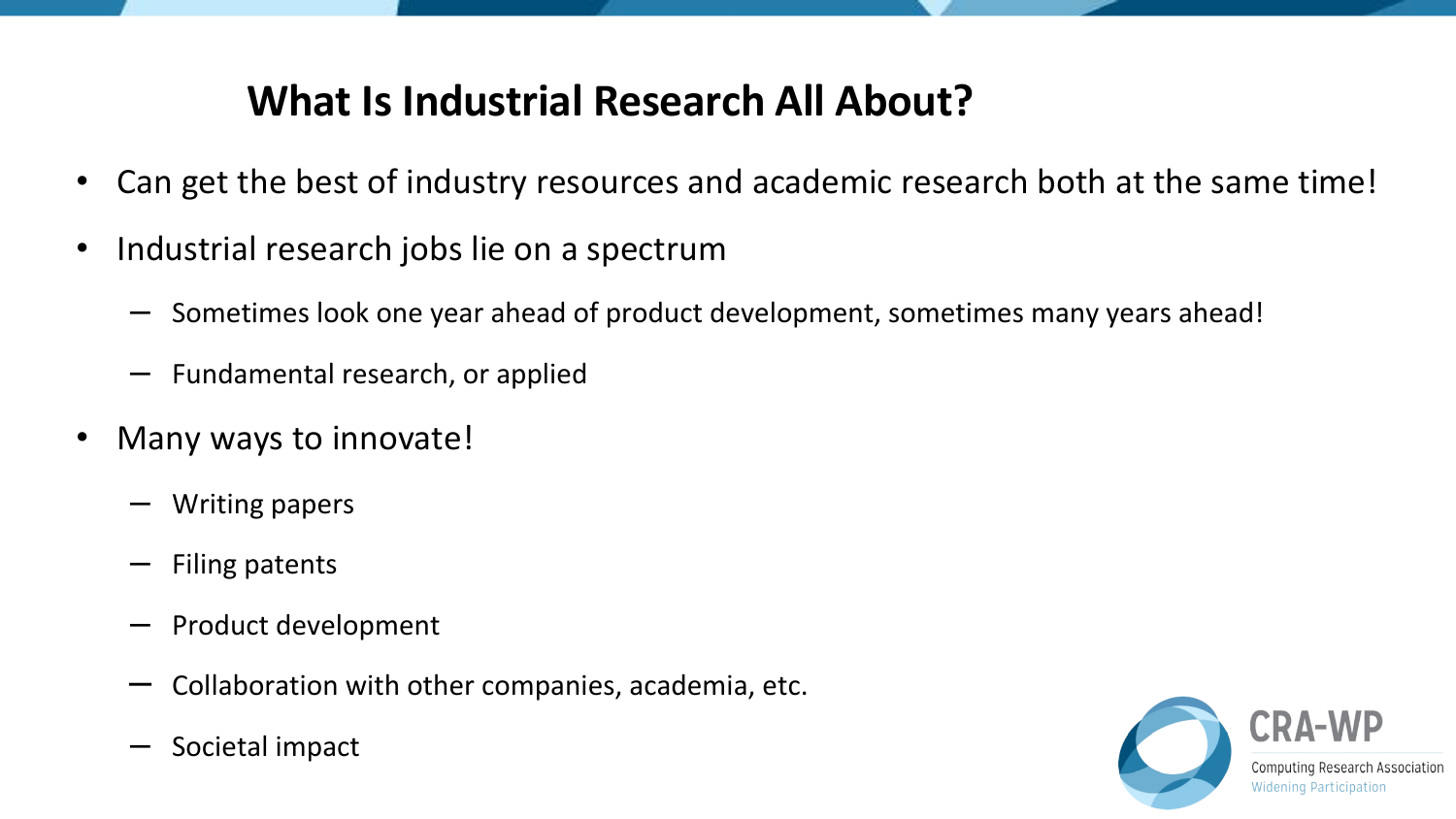# What Is Industrial Research All About?

- Can get the best of industry resources and academic research both at the same time!
- Industrial research jobs lie on a spectrum
  - Sometimes look one year ahead of product development, sometimes many years ahead!
  - Fundamental research, or applied
- Many ways to innovate!
  - Writing papers
  - Filing patents
  - Product development
  - Collaboration with other companies, academia, etc.
  - Societal impact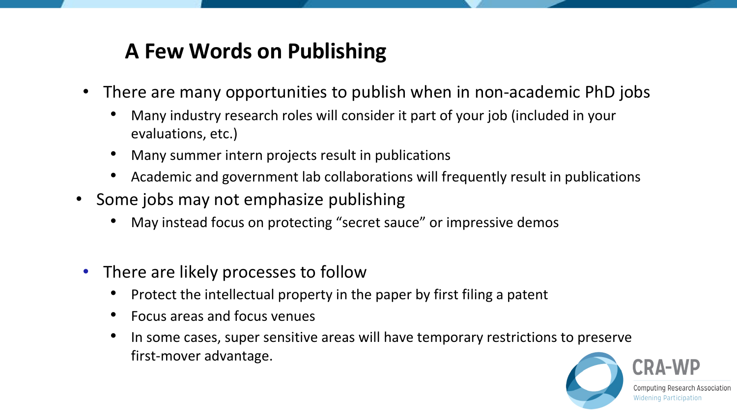# A Few Words on Publishing

- There are many opportunities to publish when in non-academic PhD jobs
  - Many industry research roles will consider it part of your job (included in your evaluations, etc.)
  - Many summer intern projects result in publications
  - Academic and government lab collaborations will frequently result in publications
- Some jobs may not emphasize publishing
  - May instead focus on protecting "secret sauce" or impressive demos

- There are likely processes to follow
  - Protect the intellectual property in the paper by first filing a patent
  - Focus areas and focus venues
  - In some cases, super sensitive areas will have temporary restrictions to preserve first-mover advantage.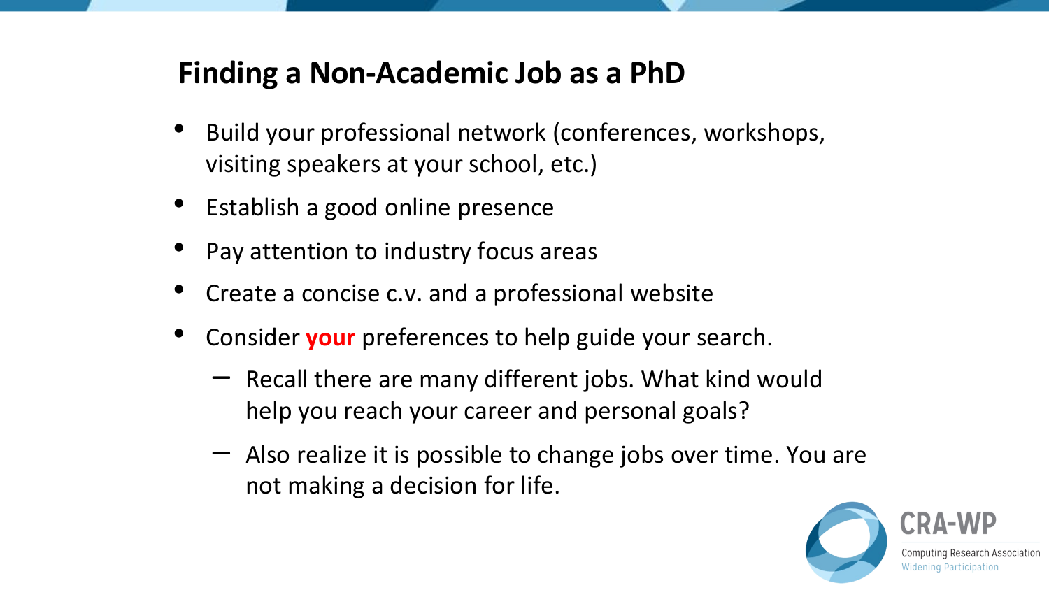# Finding a Non-Academic Job as a PhD

- Build your professional network (conferences, workshops, visiting speakers at your school, etc.)
- Establish a good online presence
- Pay attention to industry focus areas
- Create a concise c.v. and a professional website
- Consider **your** preferences to help guide your search.
  - Recall there are many different jobs. What kind would help you reach your career and personal goals?
  - Also realize it is possible to change jobs over time. You are not making a decision for life.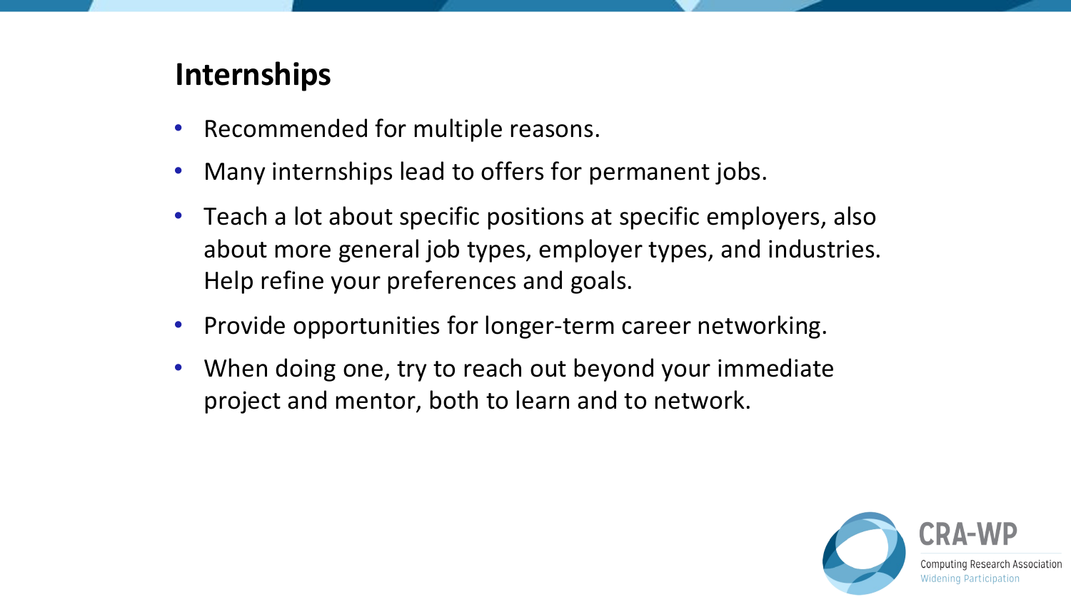# Internships

- Recommended for multiple reasons.
- Many internships lead to offers for permanent jobs.
- Teach a lot about specific positions at specific employers, also about more general job types, employer types, and industries. Help refine your preferences and goals.
- Provide opportunities for longer-term career networking.
- When doing one, try to reach out beyond your immediate project and mentor, both to learn and to network.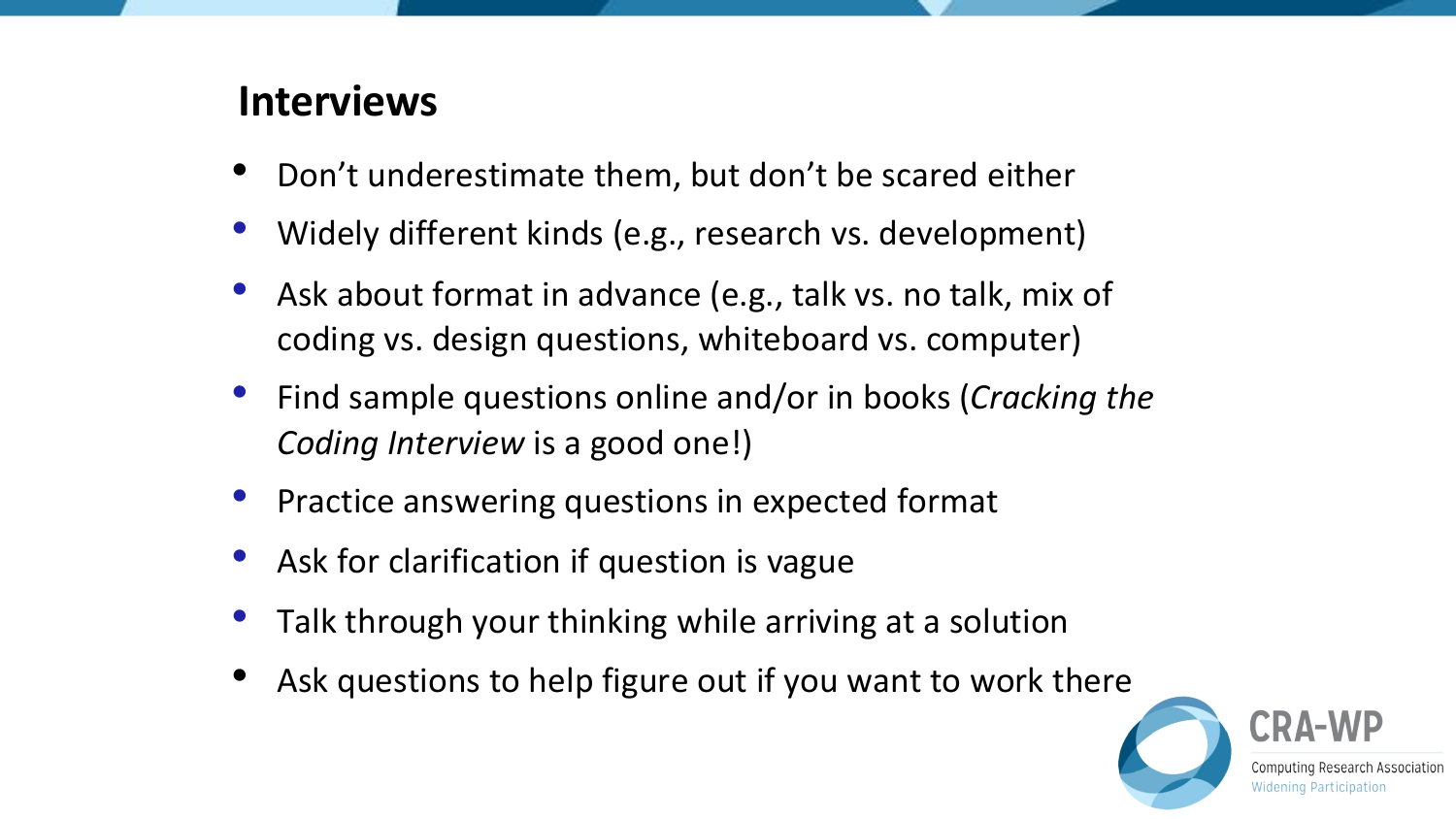## Interviews

- Don’t underestimate them, but don’t be scared either
- Widely different kinds (e.g., research vs. development)
- Ask about format in advance (e.g., talk vs. no talk, mix of coding vs. design questions, whiteboard vs. computer)
- Find sample questions online and/or in books (*Cracking the Coding Interview* is a good one!)
- Practice answering questions in expected format
- Ask for clarification if question is vague
- Talk through your thinking while arriving at a solution
- Ask questions to help figure out if you want to work there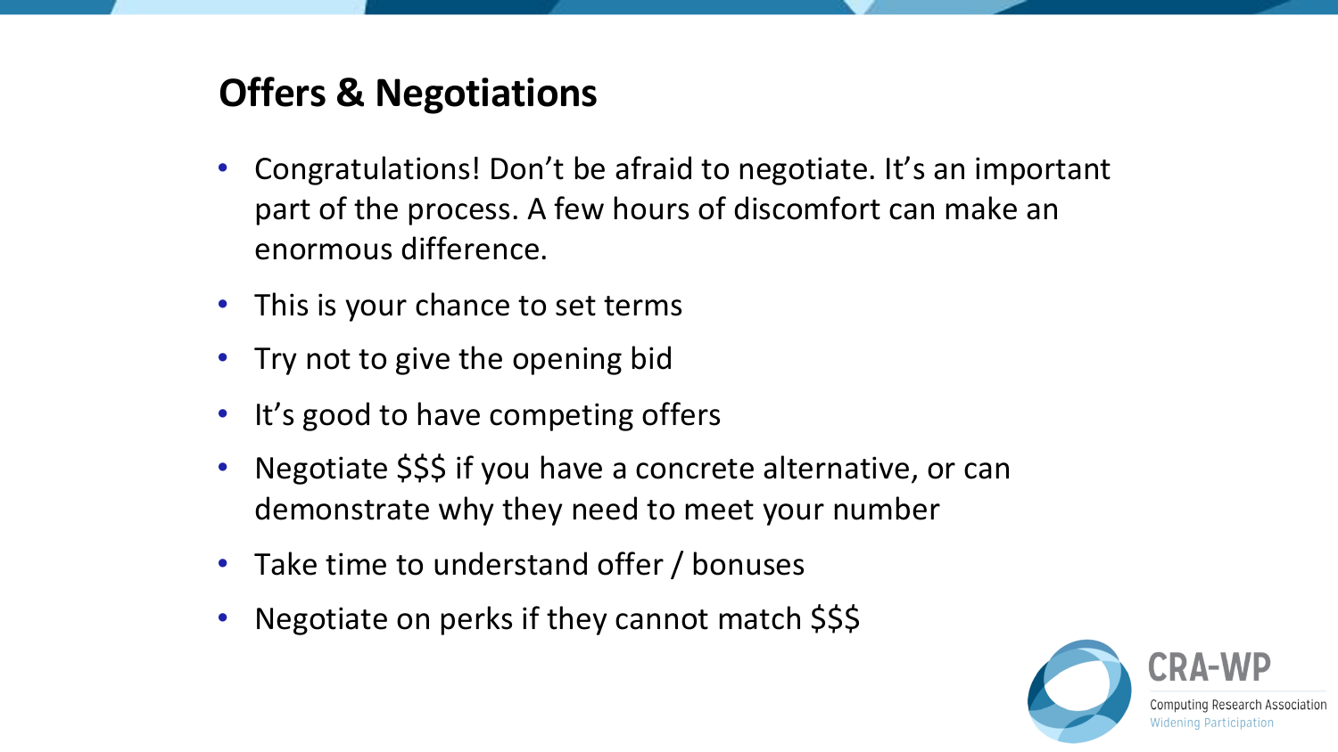## Offers & Negotiations

- Congratulations! Don't be afraid to negotiate. It's an important part of the process. A few hours of discomfort can make an enormous difference.
- This is your chance to set terms
- Try not to give the opening bid
- It's good to have competing offers
- Negotiate $$$ if you have a concrete alternative, or can demonstrate why they need to meet your number
- Take time to understand offer / bonuses
- Negotiate on perks if they cannot match $$$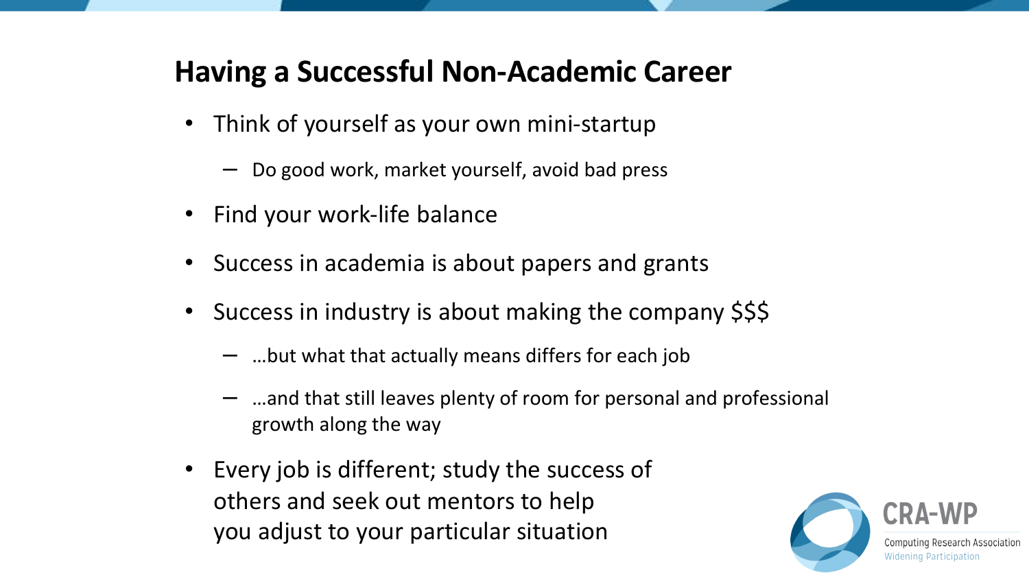## Having a Successful Non-Academic Career

- Think of yourself as your own mini-startup
  - Do good work, market yourself, avoid bad press
- Find your work-life balance
- Success in academia is about papers and grants
- Success in industry is about making the company $$$
  - …but what that actually means differs for each job
  - …and that still leaves plenty of room for personal and professional growth along the way
- Every job is different; study the success of others and seek out mentors to help you adjust to your particular situation

CRA-WP
Computing Research Association
Widening Participation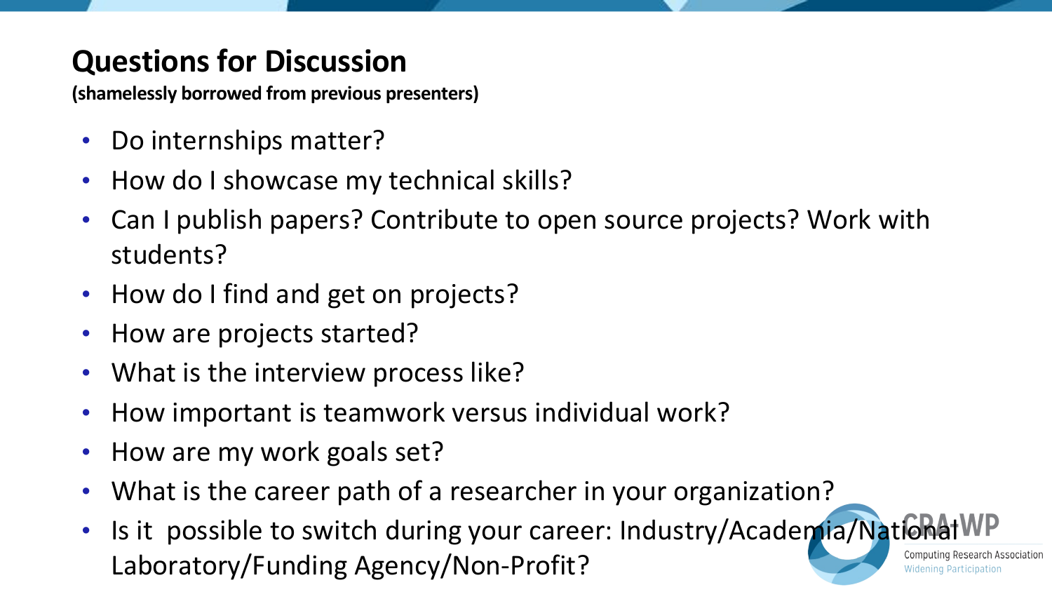## Questions for Discussion

**(shamelessly borrowed from previous presenters)**

- Do internships matter?
- How do I showcase my technical skills?
- Can I publish papers? Contribute to open source projects? Work with students?
- How do I find and get on projects?
- How are projects started?
- What is the interview process like?
- How important is teamwork versus individual work?
- How are my work goals set?
- What is the career path of a researcher in your organization?
- Is it possible to switch during your career: Industry/Academia/National Laboratory/Funding Agency/Non-Profit?